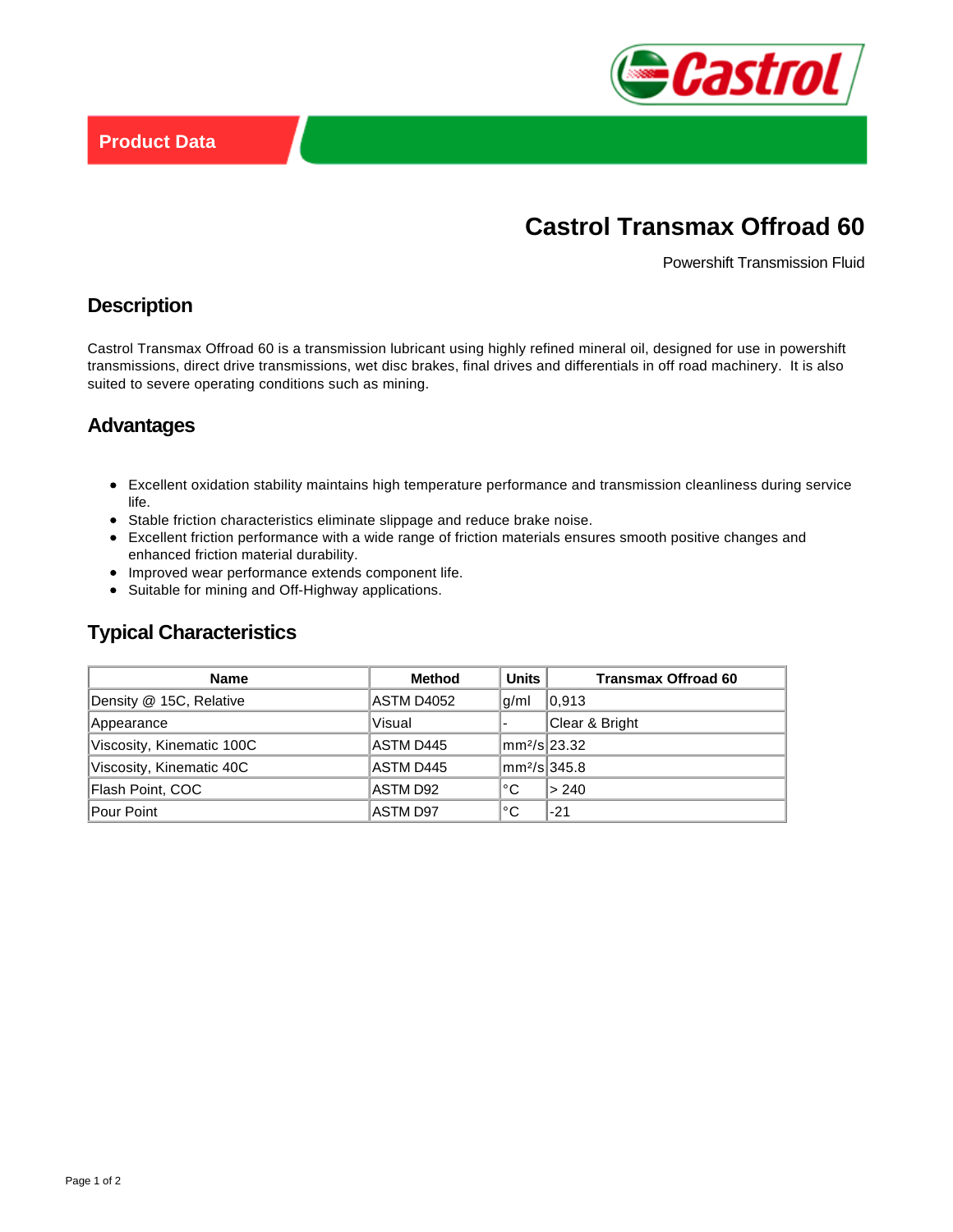Product Data

# Castrol Transmax Offroad 60

Powershift Transmission Fluid

## Description

Castrol Transmax Offroad 60 is a transmission lubricant using highly refined mineral oil, designed for use in powershift transmissions, direct drive transmissions, wet disc brakes, final drives and differentials in off road machinery. It is also suited to severe operating conditions such as mining.

## Advantages

- Excellent oxidation stability maintains high temperature performance and transmission cleanliness during service life.
- Stable friction characteristics eliminate slippage and reduce brake noise.
- Excellent friction performance with a wide range of friction materials ensures smooth positive changes and enhanced friction material durability.
- Improved wear performance extends component life.
- Suitable for mining and Off-Highway applications.

## Typical Characteristics

| Name | Method | Units | Transmax Offroad 60 |
|---|---|---|---|
| Density @ 15C, Relative | ASTM D4052 | g/ml | 0,913 |
| Appearance | Visual | - | Clear & Bright |
| Viscosity, Kinematic 100C | ASTM D445 | $mm^2/s$ | 23.32 |
| Viscosity, Kinematic 40C | ASTM D445 | $mm^2/s$ | 345.8 |
| Flash Point, COC | ASTM D92 | °C | > 240 |
| Pour Point | ASTM D97 | °C | -21 |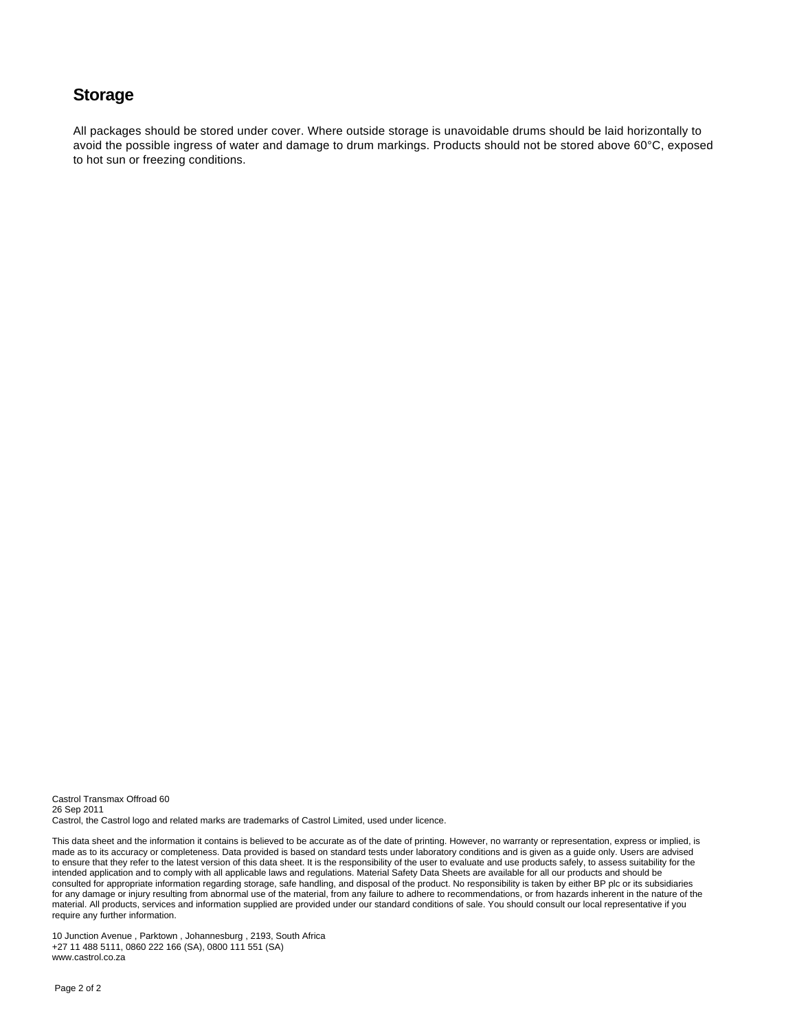## Storage

All packages should be stored under cover. Where outside storage is unavoidable drums should be laid horizontally to avoid the possible ingress of water and damage to drum markings. Products should not be stored above 60°C, exposed to hot sun or freezing conditions.

Castrol Transmax Offroad 60
26 Sep 2011
Castrol, the Castrol logo and related marks are trademarks of Castrol Limited, used under licence.

This data sheet and the information it contains is believed to be accurate as of the date of printing. However, no warranty or representation, express or implied, is made as to its accuracy or completeness. Data provided is based on standard tests under laboratory conditions and is given as a guide only. Users are advised to ensure that they refer to the latest version of this data sheet. It is the responsibility of the user to evaluate and use products safely, to assess suitability for the intended application and to comply with all applicable laws and regulations. Material Safety Data Sheets are available for all our products and should be consulted for appropriate information regarding storage, safe handling, and disposal of the product. No responsibility is taken by either BP plc or its subsidiaries for any damage or injury resulting from abnormal use of the material, from any failure to adhere to recommendations, or from hazards inherent in the nature of the material. All products, services and information supplied are provided under our standard conditions of sale. You should consult our local representative if you require any further information.

10 Junction Avenue , Parktown , Johannesburg , 2193, South Africa
+27 11 488 5111, 0860 222 166 (SA), 0800 111 551 (SA)
www.castrol.co.za